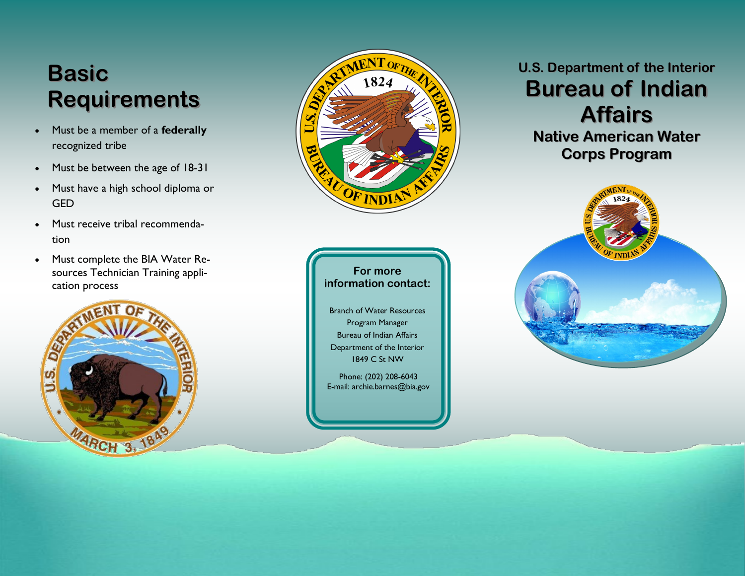# Basic Requirements

- Must be a member of a **federally** recognized tribe
- Must be between the age of 18-31
- Must have a high school diploma or GED
- Must receive tribal recommendation
- Must complete the BIA Water Resources Technician Training application process

**For more information contact:**

Branch of Water Resources
Program Manager
Bureau of Indian Affairs
Department of the Interior
1849 C St NW

Phone: (202) 208-6043
E-mail: archie.barnes@bia.gov

### U.S. Department of the Interior

# Bureau of Indian Affairs

## Native American Water Corps Program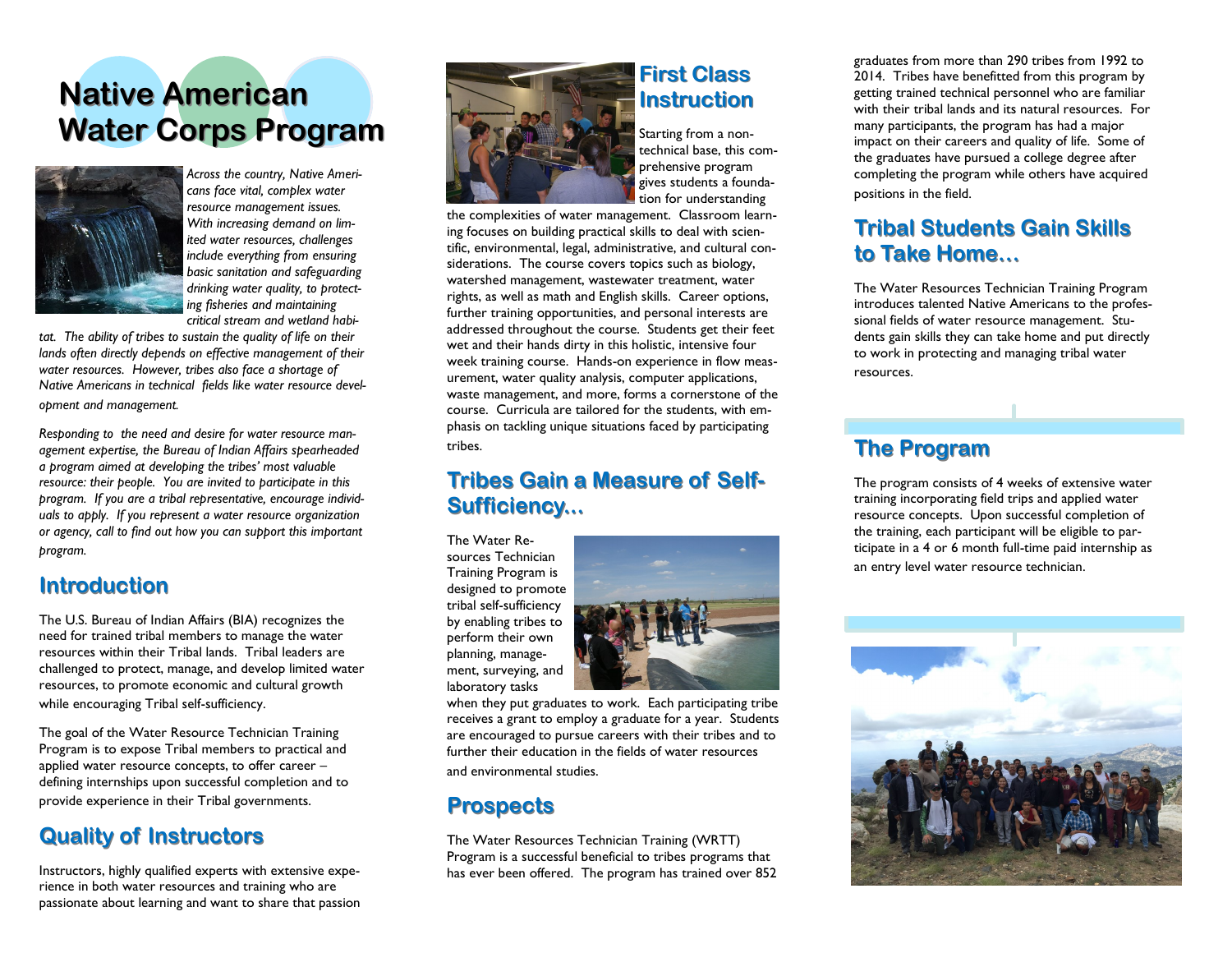# Native American Water Corps Program

*Across the country, Native Americans face vital, complex water resource management issues. With increasing demand on limited water resources, challenges include everything from ensuring basic sanitation and safeguarding drinking water quality, to protecting fisheries and maintaining critical stream and wetland habitat. The ability of tribes to sustain the quality of life on their lands often directly depends on effective management of their water resources. However, tribes also face a shortage of Native Americans in technical fields like water resource development and management.*

*Responding to the need and desire for water resource management expertise, the Bureau of Indian Affairs spearheaded a program aimed at developing the tribes' most valuable resource: their people. You are invited to participate in this program. If you are a tribal representative, encourage individuals to apply. If you represent a water resource organization or agency, call to find out how you can support this important program.*

## Introduction

The U.S. Bureau of Indian Affairs (BIA) recognizes the need for trained tribal members to manage the water resources within their Tribal lands. Tribal leaders are challenged to protect, manage, and develop limited water resources, to promote economic and cultural growth while encouraging Tribal self-sufficiency.

The goal of the Water Resource Technician Training Program is to expose Tribal members to practical and applied water resource concepts, to offer career – defining internships upon successful completion and to provide experience in their Tribal governments.

## Quality of Instructors

Instructors, highly qualified experts with extensive experience in both water resources and training who are passionate about learning and want to share that passion

## First Class Instruction

Starting from a non-technical base, this comprehensive program gives students a foundation for understanding the complexities of water management. Classroom learning focuses on building practical skills to deal with scientific, environmental, legal, administrative, and cultural considerations. The course covers topics such as biology, watershed management, wastewater treatment, water rights, as well as math and English skills. Career options, further training opportunities, and personal interests are addressed throughout the course. Students get their feet wet and their hands dirty in this holistic, intensive four week training course. Hands-on experience in flow measurement, water quality analysis, computer applications, waste management, and more, forms a cornerstone of the course. Curricula are tailored for the students, with emphasis on tackling unique situations faced by participating tribes.

## Tribes Gain a Measure of Self-Sufficiency…

The Water Resources Technician Training Program is designed to promote tribal self-sufficiency by enabling tribes to perform their own planning, management, surveying, and laboratory tasks when they put graduates to work. Each participating tribe receives a grant to employ a graduate for a year. Students are encouraged to pursue careers with their tribes and to further their education in the fields of water resources and environmental studies.

## Prospects

The Water Resources Technician Training (WRTT) Program is a successful beneficial to tribes programs that has ever been offered. The program has trained over 852 graduates from more than 290 tribes from 1992 to 2014. Tribes have benefitted from this program by getting trained technical personnel who are familiar with their tribal lands and its natural resources. For many participants, the program has had a major impact on their careers and quality of life. Some of the graduates have pursued a college degree after completing the program while others have acquired positions in the field.

## Tribal Students Gain Skills to Take Home…

The Water Resources Technician Training Program introduces talented Native Americans to the professional fields of water resource management. Students gain skills they can take home and put directly to work in protecting and managing tribal water resources.

## The Program

The program consists of 4 weeks of extensive water training incorporating field trips and applied water resource concepts. Upon successful completion of the training, each participant will be eligible to participate in a 4 or 6 month full-time paid internship as an entry level water resource technician.